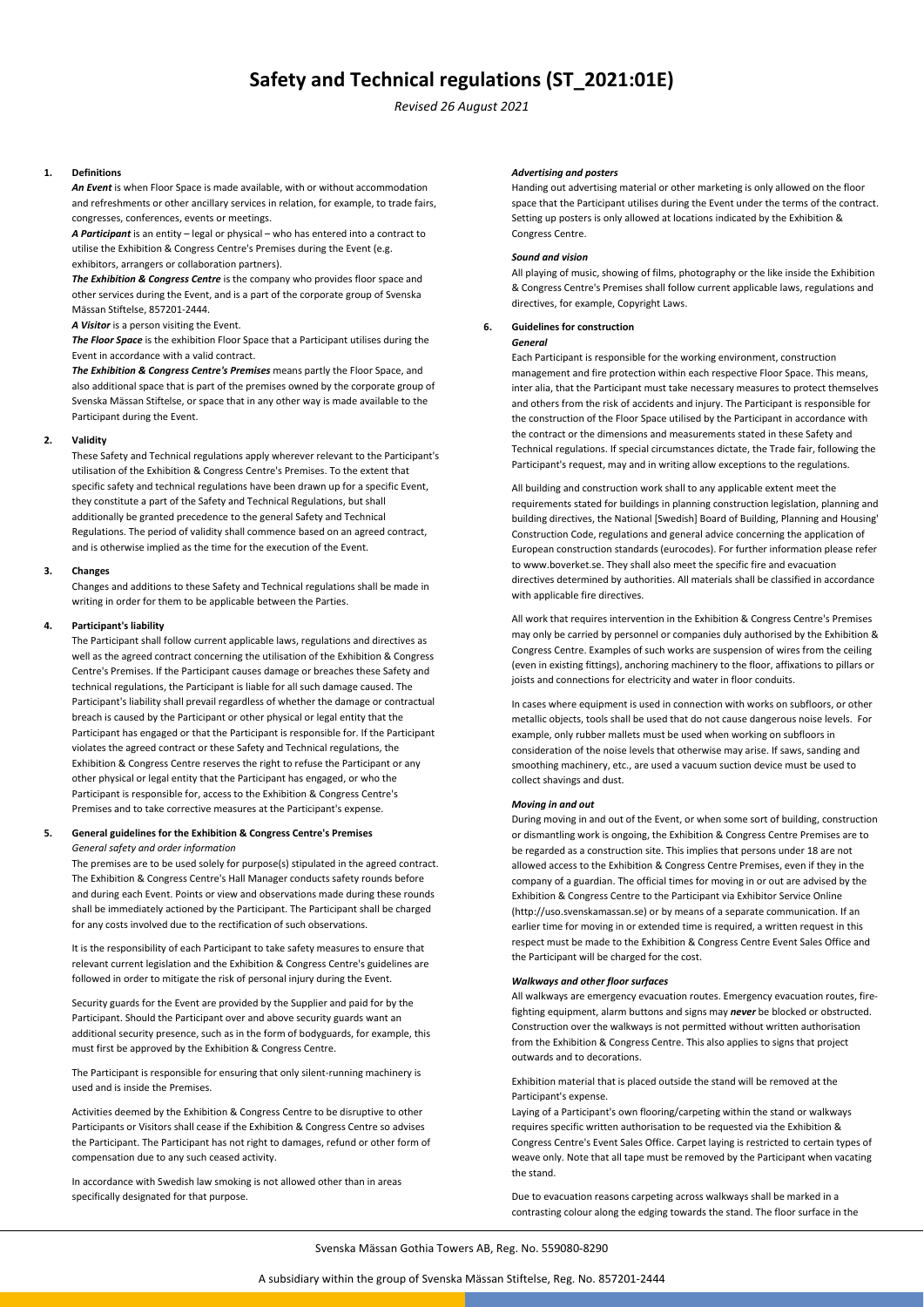# Safety and Technical regulations (ST_2021:01E)

*Revised 26 August 2021*

## 1. Definitions

***An Event*** is when Floor Space is made available, with or without accommodation and refreshments or other ancillary services in relation, for example, to trade fairs, congresses, conferences, events or meetings.

***A Participant*** is an entity – legal or physical – who has entered into a contract to utilise the Exhibition & Congress Centre's Premises during the Event (e.g. exhibitors, arrangers or collaboration partners).

***The Exhibition & Congress Centre*** is the company who provides floor space and other services during the Event, and is a part of the corporate group of Svenska Mässan Stiftelse, 857201-2444.

***A Visitor*** is a person visiting the Event.

***The Floor Space*** is the exhibition Floor Space that a Participant utilises during the Event in accordance with a valid contract.

***The Exhibition & Congress Centre's Premises*** means partly the Floor Space, and also additional space that is part of the premises owned by the corporate group of Svenska Mässan Stiftelse, or space that in any other way is made available to the Participant during the Event.

## 2. Validity

These Safety and Technical regulations apply wherever relevant to the Participant's utilisation of the Exhibition & Congress Centre's Premises. To the extent that specific safety and technical regulations have been drawn up for a specific Event, they constitute a part of the Safety and Technical Regulations, but shall additionally be granted precedence to the general Safety and Technical Regulations. The period of validity shall commence based on an agreed contract, and is otherwise implied as the time for the execution of the Event.

## 3. Changes

Changes and additions to these Safety and Technical regulations shall be made in writing in order for them to be applicable between the Parties.

## 4. Participant's liability

The Participant shall follow current applicable laws, regulations and directives as well as the agreed contract concerning the utilisation of the Exhibition & Congress Centre's Premises. If the Participant causes damage or breaches these Safety and technical regulations, the Participant is liable for all such damage caused. The Participant's liability shall prevail regardless of whether the damage or contractual breach is caused by the Participant or other physical or legal entity that the Participant has engaged or that the Participant is responsible for. If the Participant violates the agreed contract or these Safety and Technical regulations, the Exhibition & Congress Centre reserves the right to refuse the Participant or any other physical or legal entity that the Participant has engaged, or who the Participant is responsible for, access to the Exhibition & Congress Centre's Premises and to take corrective measures at the Participant's expense.

## 5. General guidelines for the Exhibition & Congress Centre's Premises

*General safety and order information*

The premises are to be used solely for purpose(s) stipulated in the agreed contract. The Exhibition & Congress Centre's Hall Manager conducts safety rounds before and during each Event. Points or view and observations made during these rounds shall be immediately actioned by the Participant. The Participant shall be charged for any costs involved due to the rectification of such observations.

It is the responsibility of each Participant to take safety measures to ensure that relevant current legislation and the Exhibition & Congress Centre's guidelines are followed in order to mitigate the risk of personal injury during the Event.

Security guards for the Event are provided by the Supplier and paid for by the Participant. Should the Participant over and above security guards want an additional security presence, such as in the form of bodyguards, for example, this must first be approved by the Exhibition & Congress Centre.

The Participant is responsible for ensuring that only silent-running machinery is used and is inside the Premises.

Activities deemed by the Exhibition & Congress Centre to be disruptive to other Participants or Visitors shall cease if the Exhibition & Congress Centre so advises the Participant. The Participant has not right to damages, refund or other form of compensation due to any such ceased activity.

In accordance with Swedish law smoking is not allowed other than in areas specifically designated for that purpose.

***Advertising and posters***

Handing out advertising material or other marketing is only allowed on the floor space that the Participant utilises during the Event under the terms of the contract. Setting up posters is only allowed at locations indicated by the Exhibition & Congress Centre.

***Sound and vision***

All playing of music, showing of films, photography or the like inside the Exhibition & Congress Centre's Premises shall follow current applicable laws, regulations and directives, for example, Copyright Laws.

## 6. Guidelines for construction

***General***

Each Participant is responsible for the working environment, construction management and fire protection within each respective Floor Space. This means, inter alia, that the Participant must take necessary measures to protect themselves and others from the risk of accidents and injury. The Participant is responsible for the construction of the Floor Space utilised by the Participant in accordance with the contract or the dimensions and measurements stated in these Safety and Technical regulations. If special circumstances dictate, the Trade fair, following the Participant's request, may and in writing allow exceptions to the regulations.

All building and construction work shall to any applicable extent meet the requirements stated for buildings in planning construction legislation, planning and building directives, the National [Swedish] Board of Building, Planning and Housing' Construction Code, regulations and general advice concerning the application of European construction standards (eurocodes). For further information please refer to www.boverket.se. They shall also meet the specific fire and evacuation directives determined by authorities. All materials shall be classified in accordance with applicable fire directives.

All work that requires intervention in the Exhibition & Congress Centre's Premises may only be carried by personnel or companies duly authorised by the Exhibition & Congress Centre. Examples of such works are suspension of wires from the ceiling (even in existing fittings), anchoring machinery to the floor, affixations to pillars or joists and connections for electricity and water in floor conduits.

In cases where equipment is used in connection with works on subfloors, or other metallic objects, tools shall be used that do not cause dangerous noise levels. For example, only rubber mallets must be used when working on subfloors in consideration of the noise levels that otherwise may arise. If saws, sanding and smoothing machinery, etc., are used a vacuum suction device must be used to collect shavings and dust.

***Moving in and out***

During moving in and out of the Event, or when some sort of building, construction or dismantling work is ongoing, the Exhibition & Congress Centre Premises are to be regarded as a construction site. This implies that persons under 18 are not allowed access to the Exhibition & Congress Centre Premises, even if they in the company of a guardian. The official times for moving in or out are advised by the Exhibition & Congress Centre to the Participant via Exhibitor Service Online (http://uso.svenskamassan.se) or by means of a separate communication. If an earlier time for moving in or extended time is required, a written request in this respect must be made to the Exhibition & Congress Centre Event Sales Office and the Participant will be charged for the cost.

***Walkways and other floor surfaces***

All walkways are emergency evacuation routes. Emergency evacuation routes, fire-fighting equipment, alarm buttons and signs may ***never*** be blocked or obstructed. Construction over the walkways is not permitted without written authorisation from the Exhibition & Congress Centre. This also applies to signs that project outwards and to decorations.

Exhibition material that is placed outside the stand will be removed at the Participant's expense.

Laying of a Participant's own flooring/carpeting within the stand or walkways requires specific written authorisation to be requested via the Exhibition & Congress Centre's Event Sales Office. Carpet laying is restricted to certain types of weave only. Note that all tape must be removed by the Participant when vacating the stand.

Due to evacuation reasons carpeting across walkways shall be marked in a contrasting colour along the edging towards the stand. The floor surface in the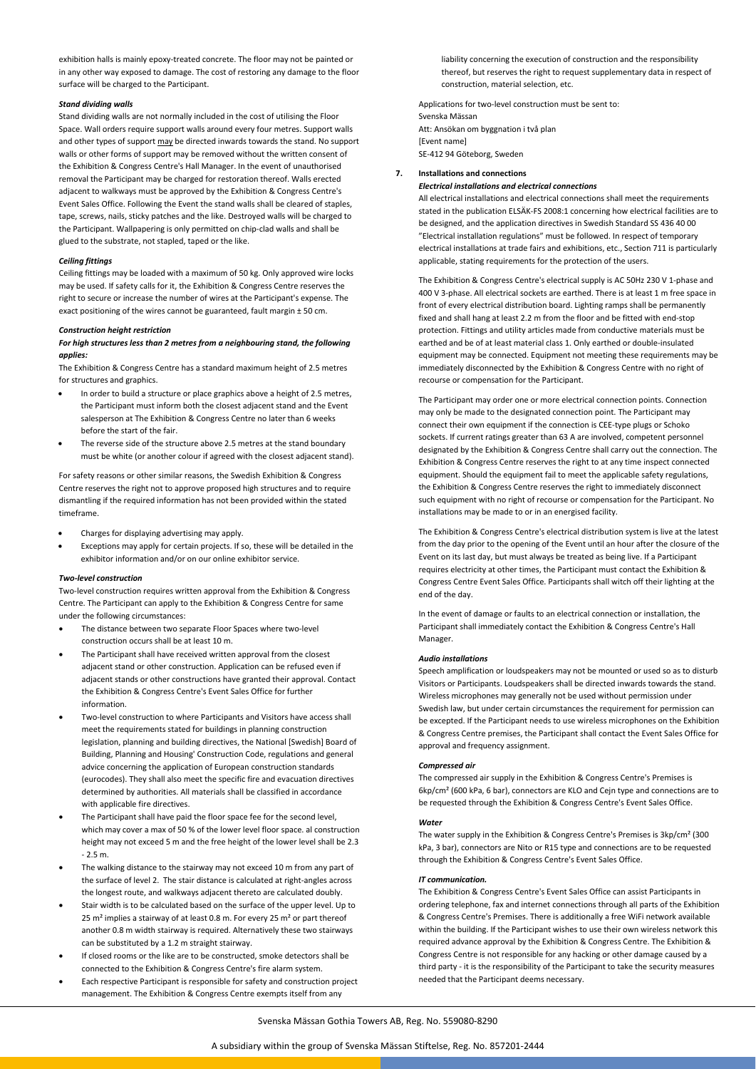exhibition halls is mainly epoxy-treated concrete. The floor may not be painted or in any other way exposed to damage. The cost of restoring any damage to the floor surface will be charged to the Participant.

***Stand dividing walls***

Stand dividing walls are not normally included in the cost of utilising the Floor Space. Wall orders require support walls around every four metres. Support walls and other types of support may be directed inwards towards the stand. No support walls or other forms of support may be removed without the written consent of the Exhibition & Congress Centre's Hall Manager. In the event of unauthorised removal the Participant may be charged for restoration thereof. Walls erected adjacent to walkways must be approved by the Exhibition & Congress Centre's Event Sales Office. Following the Event the stand walls shall be cleared of staples, tape, screws, nails, sticky patches and the like. Destroyed walls will be charged to the Participant. Wallpapering is only permitted on chip-clad walls and shall be glued to the substrate, not stapled, taped or the like.

***Ceiling fittings***

Ceiling fittings may be loaded with a maximum of 50 kg. Only approved wire locks may be used. If safety calls for it, the Exhibition & Congress Centre reserves the right to secure or increase the number of wires at the Participant's expense. The exact positioning of the wires cannot be guaranteed, fault margin ± 50 cm.

***Construction height restriction***

***For high structures less than 2 metres from a neighbouring stand, the following applies:***

The Exhibition & Congress Centre has a standard maximum height of 2.5 metres for structures and graphics.

- In order to build a structure or place graphics above a height of 2.5 metres, the Participant must inform both the closest adjacent stand and the Event salesperson at The Exhibition & Congress Centre no later than 6 weeks before the start of the fair.
- The reverse side of the structure above 2.5 metres at the stand boundary must be white (or another colour if agreed with the closest adjacent stand).

For safety reasons or other similar reasons, the Swedish Exhibition & Congress Centre reserves the right not to approve proposed high structures and to require dismantling if the required information has not been provided within the stated timeframe.

- Charges for displaying advertising may apply.
- Exceptions may apply for certain projects. If so, these will be detailed in the exhibitor information and/or on our online exhibitor service.

***Two-level construction***

Two-level construction requires written approval from the Exhibition & Congress Centre. The Participant can apply to the Exhibition & Congress Centre for same under the following circumstances:

- The distance between two separate Floor Spaces where two-level construction occurs shall be at least 10 m.
- The Participant shall have received written approval from the closest adjacent stand or other construction. Application can be refused even if adjacent stands or other constructions have granted their approval. Contact the Exhibition & Congress Centre's Event Sales Office for further information.
- Two-level construction to where Participants and Visitors have access shall meet the requirements stated for buildings in planning construction legislation, planning and building directives, the National [Swedish] Board of Building, Planning and Housing' Construction Code, regulations and general advice concerning the application of European construction standards (eurocodes). They shall also meet the specific fire and evacuation directives determined by authorities. All materials shall be classified in accordance with applicable fire directives.
- The Participant shall have paid the floor space fee for the second level, which may cover a max of 50 % of the lower level floor space. al construction height may not exceed 5 m and the free height of the lower level shall be 2.3 - 2.5 m.
- The walking distance to the stairway may not exceed 10 m from any part of the surface of level 2. The stair distance is calculated at right-angles across the longest route, and walkways adjacent thereto are calculated doubly.
- Stair width is to be calculated based on the surface of the upper level. Up to 25 m² implies a stairway of at least 0.8 m. For every 25 m² or part thereof another 0.8 m width stairway is required. Alternatively these two stairways can be substituted by a 1.2 m straight stairway.
- If closed rooms or the like are to be constructed, smoke detectors shall be connected to the Exhibition & Congress Centre's fire alarm system.
- Each respective Participant is responsible for safety and construction project management. The Exhibition & Congress Centre exempts itself from any liability concerning the execution of construction and the responsibility thereof, but reserves the right to request supplementary data in respect of construction, material selection, etc.

Applications for two-level construction must be sent to:
Svenska Mässan
Att: Ansökan om byggnation i två plan
[Event name]
SE-412 94 Göteborg, Sweden

## 7. Installations and connections

***Electrical installations and electrical connections***

All electrical installations and electrical connections shall meet the requirements stated in the publication ELSÄK-FS 2008:1 concerning how electrical facilities are to be designed, and the application directives in Swedish Standard SS 436 40 00 "Electrical installation regulations" must be followed. In respect of temporary electrical installations at trade fairs and exhibitions, etc., Section 711 is particularly applicable, stating requirements for the protection of the users.

The Exhibition & Congress Centre's electrical supply is AC 50Hz 230 V 1-phase and 400 V 3-phase. All electrical sockets are earthed. There is at least 1 m free space in front of every electrical distribution board. Lighting ramps shall be permanently fixed and shall hang at least 2.2 m from the floor and be fitted with end-stop protection. Fittings and utility articles made from conductive materials must be earthed and be of at least material class 1. Only earthed or double-insulated equipment may be connected. Equipment not meeting these requirements may be immediately disconnected by the Exhibition & Congress Centre with no right of recourse or compensation for the Participant.

The Participant may order one or more electrical connection points. Connection may only be made to the designated connection point. The Participant may connect their own equipment if the connection is CEE-type plugs or Schoko sockets. If current ratings greater than 63 A are involved, competent personnel designated by the Exhibition & Congress Centre shall carry out the connection. The Exhibition & Congress Centre reserves the right to at any time inspect connected equipment. Should the equipment fail to meet the applicable safety regulations, the Exhibition & Congress Centre reserves the right to immediately disconnect such equipment with no right of recourse or compensation for the Participant. No installations may be made to or in an energised facility.

The Exhibition & Congress Centre's electrical distribution system is live at the latest from the day prior to the opening of the Event until an hour after the closure of the Event on its last day, but must always be treated as being live. If a Participant requires electricity at other times, the Participant must contact the Exhibition & Congress Centre Event Sales Office. Participants shall witch off their lighting at the end of the day.

In the event of damage or faults to an electrical connection or installation, the Participant shall immediately contact the Exhibition & Congress Centre's Hall Manager.

***Audio installations***

Speech amplification or loudspeakers may not be mounted or used so as to disturb Visitors or Participants. Loudspeakers shall be directed inwards towards the stand. Wireless microphones may generally not be used without permission under Swedish law, but under certain circumstances the requirement for permission can be excepted. If the Participant needs to use wireless microphones on the Exhibition & Congress Centre premises, the Participant shall contact the Event Sales Office for approval and frequency assignment.

***Compressed air***

The compressed air supply in the Exhibition & Congress Centre's Premises is 6kp/cm² (600 kPa, 6 bar), connectors are KLO and Cejn type and connections are to be requested through the Exhibition & Congress Centre's Event Sales Office.

***Water***

The water supply in the Exhibition & Congress Centre's Premises is 3kp/cm² (300 kPa, 3 bar), connectors are Nito or R15 type and connections are to be requested through the Exhibition & Congress Centre's Event Sales Office.

***IT communication.***

The Exhibition & Congress Centre's Event Sales Office can assist Participants in ordering telephone, fax and internet connections through all parts of the Exhibition & Congress Centre's Premises. There is additionally a free WiFi network available within the building. If the Participant wishes to use their own wireless network this required advance approval by the Exhibition & Congress Centre. The Exhibition & Congress Centre is not responsible for any hacking or other damage caused by a third party - it is the responsibility of the Participant to take the security measures needed that the Participant deems necessary.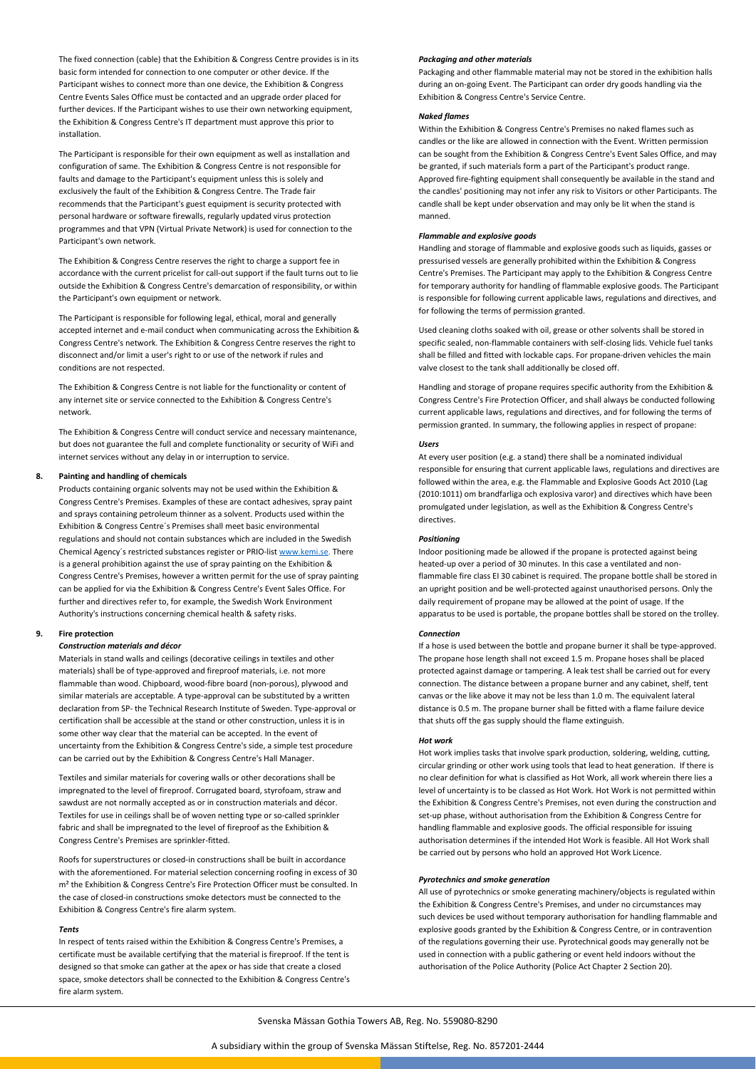The fixed connection (cable) that the Exhibition & Congress Centre provides is in its basic form intended for connection to one computer or other device. If the Participant wishes to connect more than one device, the Exhibition & Congress Centre Events Sales Office must be contacted and an upgrade order placed for further devices. If the Participant wishes to use their own networking equipment, the Exhibition & Congress Centre's IT department must approve this prior to installation.

The Participant is responsible for their own equipment as well as installation and configuration of same. The Exhibition & Congress Centre is not responsible for faults and damage to the Participant's equipment unless this is solely and exclusively the fault of the Exhibition & Congress Centre. The Trade fair recommends that the Participant's guest equipment is security protected with personal hardware or software firewalls, regularly updated virus protection programmes and that VPN (Virtual Private Network) is used for connection to the Participant's own network.

The Exhibition & Congress Centre reserves the right to charge a support fee in accordance with the current pricelist for call-out support if the fault turns out to lie outside the Exhibition & Congress Centre's demarcation of responsibility, or within the Participant's own equipment or network.

The Participant is responsible for following legal, ethical, moral and generally accepted internet and e-mail conduct when communicating across the Exhibition & Congress Centre's network. The Exhibition & Congress Centre reserves the right to disconnect and/or limit a user's right to or use of the network if rules and conditions are not respected.

The Exhibition & Congress Centre is not liable for the functionality or content of any internet site or service connected to the Exhibition & Congress Centre's network.

The Exhibition & Congress Centre will conduct service and necessary maintenance, but does not guarantee the full and complete functionality or security of WiFi and internet services without any delay in or interruption to service.

## 8. Painting and handling of chemicals

Products containing organic solvents may not be used within the Exhibition & Congress Centre's Premises. Examples of these are contact adhesives, spray paint and sprays containing petroleum thinner as a solvent. Products used within the Exhibition & Congress Centre´s Premises shall meet basic environmental regulations and should not contain substances which are included in the Swedish Chemical Agency´s restricted substances register or PRIO-list www.kemi.se. There is a general prohibition against the use of spray painting on the Exhibition & Congress Centre's Premises, however a written permit for the use of spray painting can be applied for via the Exhibition & Congress Centre's Event Sales Office. For further and directives refer to, for example, the Swedish Work Environment Authority's instructions concerning chemical health & safety risks.

## 9. Fire protection

### *Construction materials and décor*

Materials in stand walls and ceilings (decorative ceilings in textiles and other materials) shall be of type-approved and fireproof materials, i.e. not more flammable than wood. Chipboard, wood-fibre board (non-porous), plywood and similar materials are acceptable. A type-approval can be substituted by a written declaration from SP- the Technical Research Institute of Sweden. Type-approval or certification shall be accessible at the stand or other construction, unless it is in some other way clear that the material can be accepted. In the event of uncertainty from the Exhibition & Congress Centre's side, a simple test procedure can be carried out by the Exhibition & Congress Centre's Hall Manager.

Textiles and similar materials for covering walls or other decorations shall be impregnated to the level of fireproof. Corrugated board, styrofoam, straw and sawdust are not normally accepted as or in construction materials and décor. Textiles for use in ceilings shall be of woven netting type or so-called sprinkler fabric and shall be impregnated to the level of fireproof as the Exhibition & Congress Centre's Premises are sprinkler-fitted.

Roofs for superstructures or closed-in constructions shall be built in accordance with the aforementioned. For material selection concerning roofing in excess of 30 m² the Exhibition & Congress Centre's Fire Protection Officer must be consulted. In the case of closed-in constructions smoke detectors must be connected to the Exhibition & Congress Centre's fire alarm system.

### *Tents*

In respect of tents raised within the Exhibition & Congress Centre's Premises, a certificate must be available certifying that the material is fireproof. If the tent is designed so that smoke can gather at the apex or has side that create a closed space, smoke detectors shall be connected to the Exhibition & Congress Centre's fire alarm system.

### *Packaging and other materials*

Packaging and other flammable material may not be stored in the exhibition halls during an on-going Event. The Participant can order dry goods handling via the Exhibition & Congress Centre's Service Centre.

### *Naked flames*

Within the Exhibition & Congress Centre's Premises no naked flames such as candles or the like are allowed in connection with the Event. Written permission can be sought from the Exhibition & Congress Centre's Event Sales Office, and may be granted, if such materials form a part of the Participant's product range. Approved fire-fighting equipment shall consequently be available in the stand and the candles' positioning may not infer any risk to Visitors or other Participants. The candle shall be kept under observation and may only be lit when the stand is manned.

### *Flammable and explosive goods*

Handling and storage of flammable and explosive goods such as liquids, gasses or pressurised vessels are generally prohibited within the Exhibition & Congress Centre's Premises. The Participant may apply to the Exhibition & Congress Centre for temporary authority for handling of flammable explosive goods. The Participant is responsible for following current applicable laws, regulations and directives, and for following the terms of permission granted.

Used cleaning cloths soaked with oil, grease or other solvents shall be stored in specific sealed, non-flammable containers with self-closing lids. Vehicle fuel tanks shall be filled and fitted with lockable caps. For propane-driven vehicles the main valve closest to the tank shall additionally be closed off.

Handling and storage of propane requires specific authority from the Exhibition & Congress Centre's Fire Protection Officer, and shall always be conducted following current applicable laws, regulations and directives, and for following the terms of permission granted. In summary, the following applies in respect of propane:

### *Users*

At every user position (e.g. a stand) there shall be a nominated individual responsible for ensuring that current applicable laws, regulations and directives are followed within the area, e.g. the Flammable and Explosive Goods Act 2010 (Lag (2010:1011) om brandfarliga och explosiva varor) and directives which have been promulgated under legislation, as well as the Exhibition & Congress Centre's directives.

### *Positioning*

Indoor positioning made be allowed if the propane is protected against being heated-up over a period of 30 minutes. In this case a ventilated and non-flammable fire class EI 30 cabinet is required. The propane bottle shall be stored in an upright position and be well-protected against unauthorised persons. Only the daily requirement of propane may be allowed at the point of usage. If the apparatus to be used is portable, the propane bottles shall be stored on the trolley.

### *Connection*

If a hose is used between the bottle and propane burner it shall be type-approved. The propane hose length shall not exceed 1.5 m. Propane hoses shall be placed protected against damage or tampering. A leak test shall be carried out for every connection. The distance between a propane burner and any cabinet, shelf, tent canvas or the like above it may not be less than 1.0 m. The equivalent lateral distance is 0.5 m. The propane burner shall be fitted with a flame failure device that shuts off the gas supply should the flame extinguish.

### *Hot work*

Hot work implies tasks that involve spark production, soldering, welding, cutting, circular grinding or other work using tools that lead to heat generation. If there is no clear definition for what is classified as Hot Work, all work wherein there lies a level of uncertainty is to be classed as Hot Work. Hot Work is not permitted within the Exhibition & Congress Centre's Premises, not even during the construction and set-up phase, without authorisation from the Exhibition & Congress Centre for handling flammable and explosive goods. The official responsible for issuing authorisation determines if the intended Hot Work is feasible. All Hot Work shall be carried out by persons who hold an approved Hot Work Licence.

### *Pyrotechnics and smoke generation*

All use of pyrotechnics or smoke generating machinery/objects is regulated within the Exhibition & Congress Centre's Premises, and under no circumstances may such devices be used without temporary authorisation for handling flammable and explosive goods granted by the Exhibition & Congress Centre, or in contravention of the regulations governing their use. Pyrotechnical goods may generally not be used in connection with a public gathering or event held indoors without the authorisation of the Police Authority (Police Act Chapter 2 Section 20).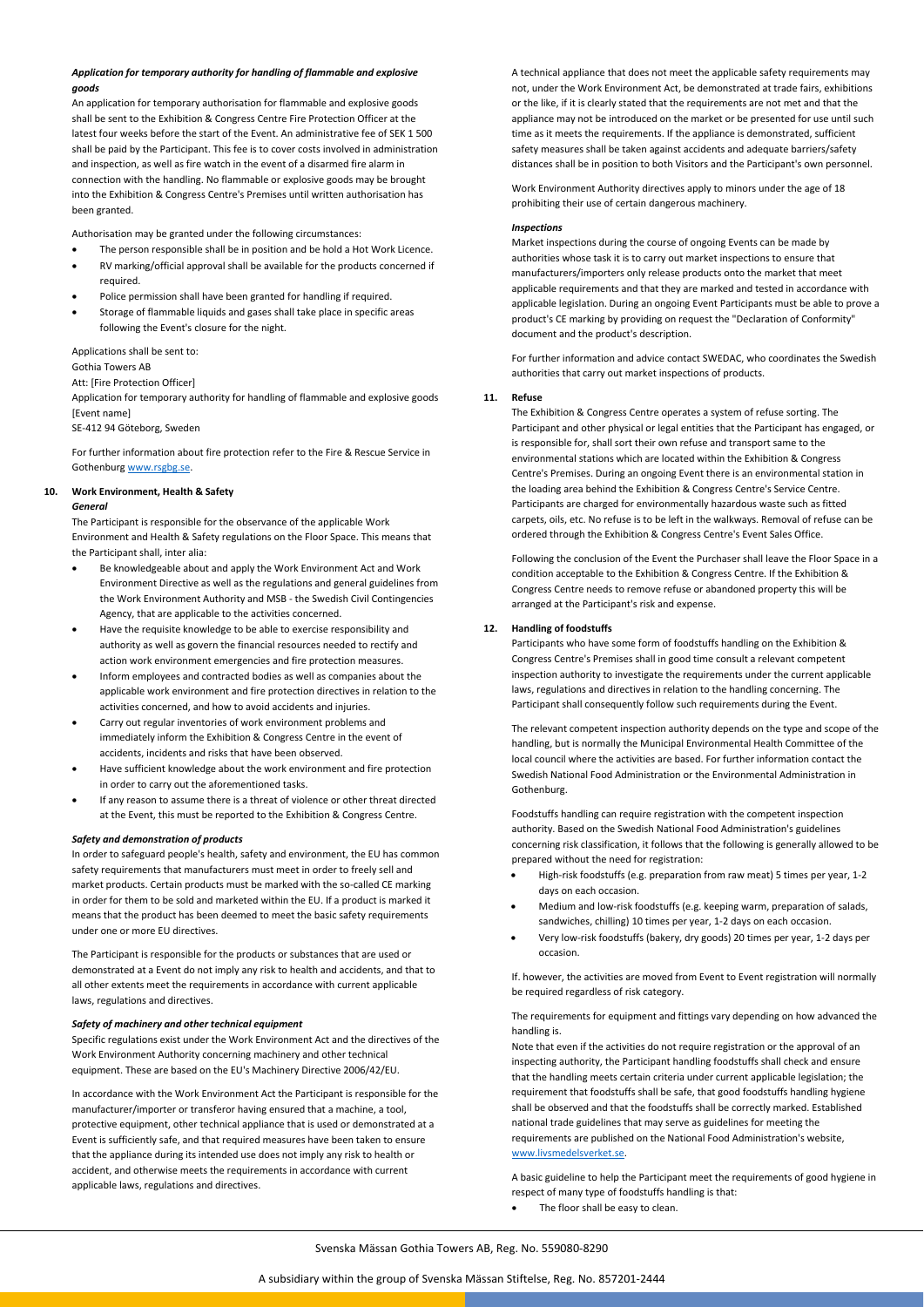*Application for temporary authority for handling of flammable and explosive goods*

An application for temporary authorisation for flammable and explosive goods shall be sent to the Exhibition & Congress Centre Fire Protection Officer at the latest four weeks before the start of the Event. An administrative fee of SEK 1 500 shall be paid by the Participant. This fee is to cover costs involved in administration and inspection, as well as fire watch in the event of a disarmed fire alarm in connection with the handling. No flammable or explosive goods may be brought into the Exhibition & Congress Centre's Premises until written authorisation has been granted.

Authorisation may be granted under the following circumstances:

- The person responsible shall be in position and be hold a Hot Work Licence.
- RV marking/official approval shall be available for the products concerned if required.
- Police permission shall have been granted for handling if required.
- Storage of flammable liquids and gases shall take place in specific areas following the Event's closure for the night.

Applications shall be sent to:
Gothia Towers AB
Att: [Fire Protection Officer]
Application for temporary authority for handling of flammable and explosive goods
[Event name]
SE-412 94 Göteborg, Sweden

For further information about fire protection refer to the Fire & Rescue Service in Gothenburg www.rsgbg.se.

## 10. Work Environment, Health & Safety

*General*

The Participant is responsible for the observance of the applicable Work Environment and Health & Safety regulations on the Floor Space. This means that the Participant shall, inter alia:

- Be knowledgeable about and apply the Work Environment Act and Work Environment Directive as well as the regulations and general guidelines from the Work Environment Authority and MSB - the Swedish Civil Contingencies Agency, that are applicable to the activities concerned.
- Have the requisite knowledge to be able to exercise responsibility and authority as well as govern the financial resources needed to rectify and action work environment emergencies and fire protection measures.
- Inform employees and contracted bodies as well as companies about the applicable work environment and fire protection directives in relation to the activities concerned, and how to avoid accidents and injuries.
- Carry out regular inventories of work environment problems and immediately inform the Exhibition & Congress Centre in the event of accidents, incidents and risks that have been observed.
- Have sufficient knowledge about the work environment and fire protection in order to carry out the aforementioned tasks.
- If any reason to assume there is a threat of violence or other threat directed at the Event, this must be reported to the Exhibition & Congress Centre.

*Safety and demonstration of products*

In order to safeguard people's health, safety and environment, the EU has common safety requirements that manufacturers must meet in order to freely sell and market products. Certain products must be marked with the so-called CE marking in order for them to be sold and marketed within the EU. If a product is marked it means that the product has been deemed to meet the basic safety requirements under one or more EU directives.

The Participant is responsible for the products or substances that are used or demonstrated at a Event do not imply any risk to health and accidents, and that to all other extents meet the requirements in accordance with current applicable laws, regulations and directives.

*Safety of machinery and other technical equipment*

Specific regulations exist under the Work Environment Act and the directives of the Work Environment Authority concerning machinery and other technical equipment. These are based on the EU's Machinery Directive 2006/42/EU.

In accordance with the Work Environment Act the Participant is responsible for the manufacturer/importer or transferor having ensured that a machine, a tool, protective equipment, other technical appliance that is used or demonstrated at a Event is sufficiently safe, and that required measures have been taken to ensure that the appliance during its intended use does not imply any risk to health or accident, and otherwise meets the requirements in accordance with current applicable laws, regulations and directives.

A technical appliance that does not meet the applicable safety requirements may not, under the Work Environment Act, be demonstrated at trade fairs, exhibitions or the like, if it is clearly stated that the requirements are not met and that the appliance may not be introduced on the market or be presented for use until such time as it meets the requirements. If the appliance is demonstrated, sufficient safety measures shall be taken against accidents and adequate barriers/safety distances shall be in position to both Visitors and the Participant's own personnel.

Work Environment Authority directives apply to minors under the age of 18 prohibiting their use of certain dangerous machinery.

*Inspections*

Market inspections during the course of ongoing Events can be made by authorities whose task it is to carry out market inspections to ensure that manufacturers/importers only release products onto the market that meet applicable requirements and that they are marked and tested in accordance with applicable legislation. During an ongoing Event Participants must be able to prove a product's CE marking by providing on request the "Declaration of Conformity" document and the product's description.

For further information and advice contact SWEDAC, who coordinates the Swedish authorities that carry out market inspections of products.

## 11. Refuse

The Exhibition & Congress Centre operates a system of refuse sorting. The Participant and other physical or legal entities that the Participant has engaged, or is responsible for, shall sort their own refuse and transport same to the environmental stations which are located within the Exhibition & Congress Centre's Premises. During an ongoing Event there is an environmental station in the loading area behind the Exhibition & Congress Centre's Service Centre. Participants are charged for environmentally hazardous waste such as fitted carpets, oils, etc. No refuse is to be left in the walkways. Removal of refuse can be ordered through the Exhibition & Congress Centre's Event Sales Office.

Following the conclusion of the Event the Purchaser shall leave the Floor Space in a condition acceptable to the Exhibition & Congress Centre. If the Exhibition & Congress Centre needs to remove refuse or abandoned property this will be arranged at the Participant's risk and expense.

## 12. Handling of foodstuffs

Participants who have some form of foodstuffs handling on the Exhibition & Congress Centre's Premises shall in good time consult a relevant competent inspection authority to investigate the requirements under the current applicable laws, regulations and directives in relation to the handling concerning. The Participant shall consequently follow such requirements during the Event.

The relevant competent inspection authority depends on the type and scope of the handling, but is normally the Municipal Environmental Health Committee of the local council where the activities are based. For further information contact the Swedish National Food Administration or the Environmental Administration in Gothenburg.

Foodstuffs handling can require registration with the competent inspection authority. Based on the Swedish National Food Administration's guidelines concerning risk classification, it follows that the following is generally allowed to be prepared without the need for registration:

- High-risk foodstuffs (e.g. preparation from raw meat) 5 times per year, 1-2 days on each occasion.
- Medium and low-risk foodstuffs (e.g. keeping warm, preparation of salads, sandwiches, chilling) 10 times per year, 1-2 days on each occasion.
- Very low-risk foodstuffs (bakery, dry goods) 20 times per year, 1-2 days per occasion.

If. however, the activities are moved from Event to Event registration will normally be required regardless of risk category.

The requirements for equipment and fittings vary depending on how advanced the handling is.
Note that even if the activities do not require registration or the approval of an inspecting authority, the Participant handling foodstuffs shall check and ensure that the handling meets certain criteria under current applicable legislation; the requirement that foodstuffs shall be safe, that good foodstuffs handling hygiene shall be observed and that the foodstuffs shall be correctly marked. Established national trade guidelines that may serve as guidelines for meeting the requirements are published on the National Food Administration's website, www.livsmedelsverket.se.

A basic guideline to help the Participant meet the requirements of good hygiene in respect of many type of foodstuffs handling is that:

- The floor shall be easy to clean.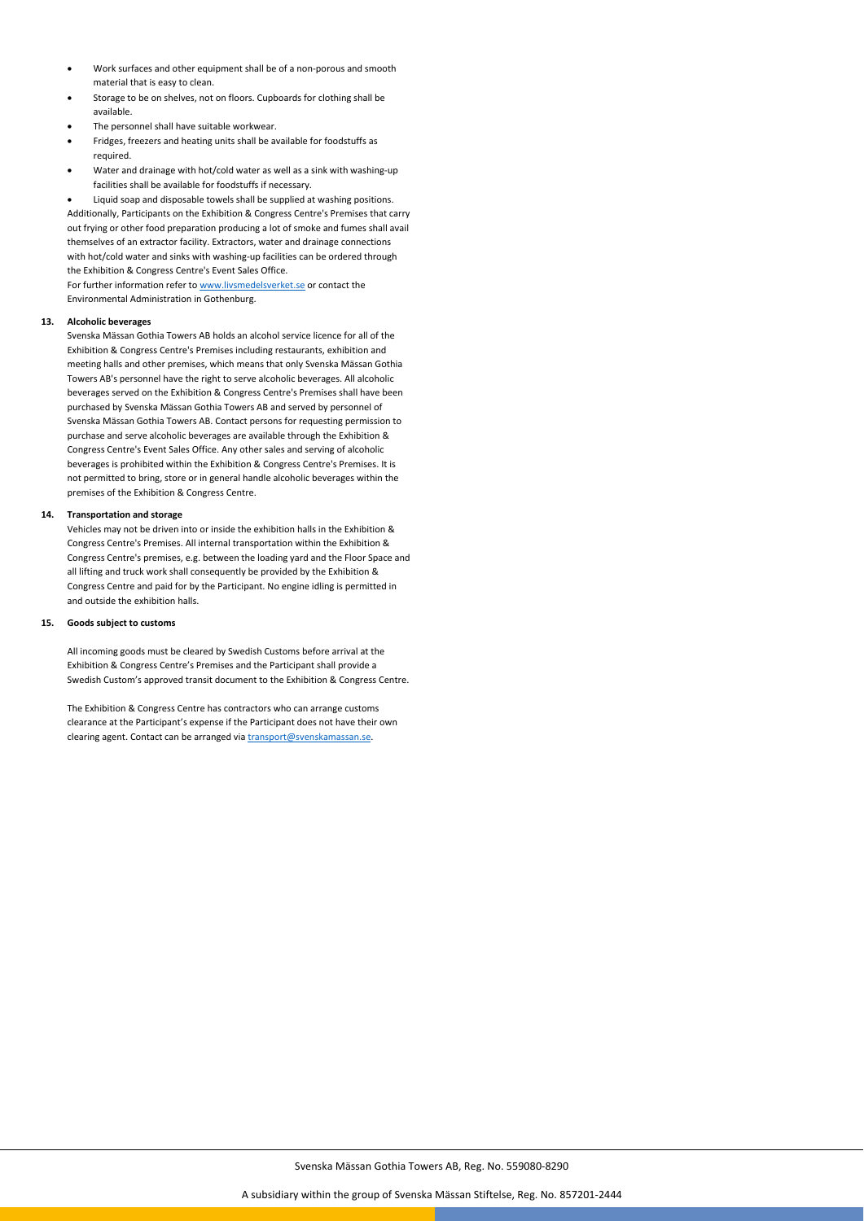- Work surfaces and other equipment shall be of a non-porous and smooth material that is easy to clean.
- Storage to be on shelves, not on floors. Cupboards for clothing shall be available.
- The personnel shall have suitable workwear.
- Fridges, freezers and heating units shall be available for foodstuffs as required.
- Water and drainage with hot/cold water as well as a sink with washing-up facilities shall be available for foodstuffs if necessary.
- Liquid soap and disposable towels shall be supplied at washing positions.

Additionally, Participants on the Exhibition & Congress Centre's Premises that carry out frying or other food preparation producing a lot of smoke and fumes shall avail themselves of an extractor facility. Extractors, water and drainage connections with hot/cold water and sinks with washing-up facilities can be ordered through the Exhibition & Congress Centre's Event Sales Office.

For further information refer to www.livsmedelsverket.se or contact the Environmental Administration in Gothenburg.

**13. Alcoholic beverages**

Svenska Mässan Gothia Towers AB holds an alcohol service licence for all of the Exhibition & Congress Centre's Premises including restaurants, exhibition and meeting halls and other premises, which means that only Svenska Mässan Gothia Towers AB's personnel have the right to serve alcoholic beverages. All alcoholic beverages served on the Exhibition & Congress Centre's Premises shall have been purchased by Svenska Mässan Gothia Towers AB and served by personnel of Svenska Mässan Gothia Towers AB. Contact persons for requesting permission to purchase and serve alcoholic beverages are available through the Exhibition & Congress Centre's Event Sales Office. Any other sales and serving of alcoholic beverages is prohibited within the Exhibition & Congress Centre's Premises. It is not permitted to bring, store or in general handle alcoholic beverages within the premises of the Exhibition & Congress Centre.

**14. Transportation and storage**

Vehicles may not be driven into or inside the exhibition halls in the Exhibition & Congress Centre's Premises. All internal transportation within the Exhibition & Congress Centre's premises, e.g. between the loading yard and the Floor Space and all lifting and truck work shall consequently be provided by the Exhibition & Congress Centre and paid for by the Participant. No engine idling is permitted in and outside the exhibition halls.

**15. Goods subject to customs**

All incoming goods must be cleared by Swedish Customs before arrival at the Exhibition & Congress Centre's Premises and the Participant shall provide a Swedish Custom's approved transit document to the Exhibition & Congress Centre.

The Exhibition & Congress Centre has contractors who can arrange customs clearance at the Participant's expense if the Participant does not have their own clearing agent. Contact can be arranged via transport@svenskamassan.se.